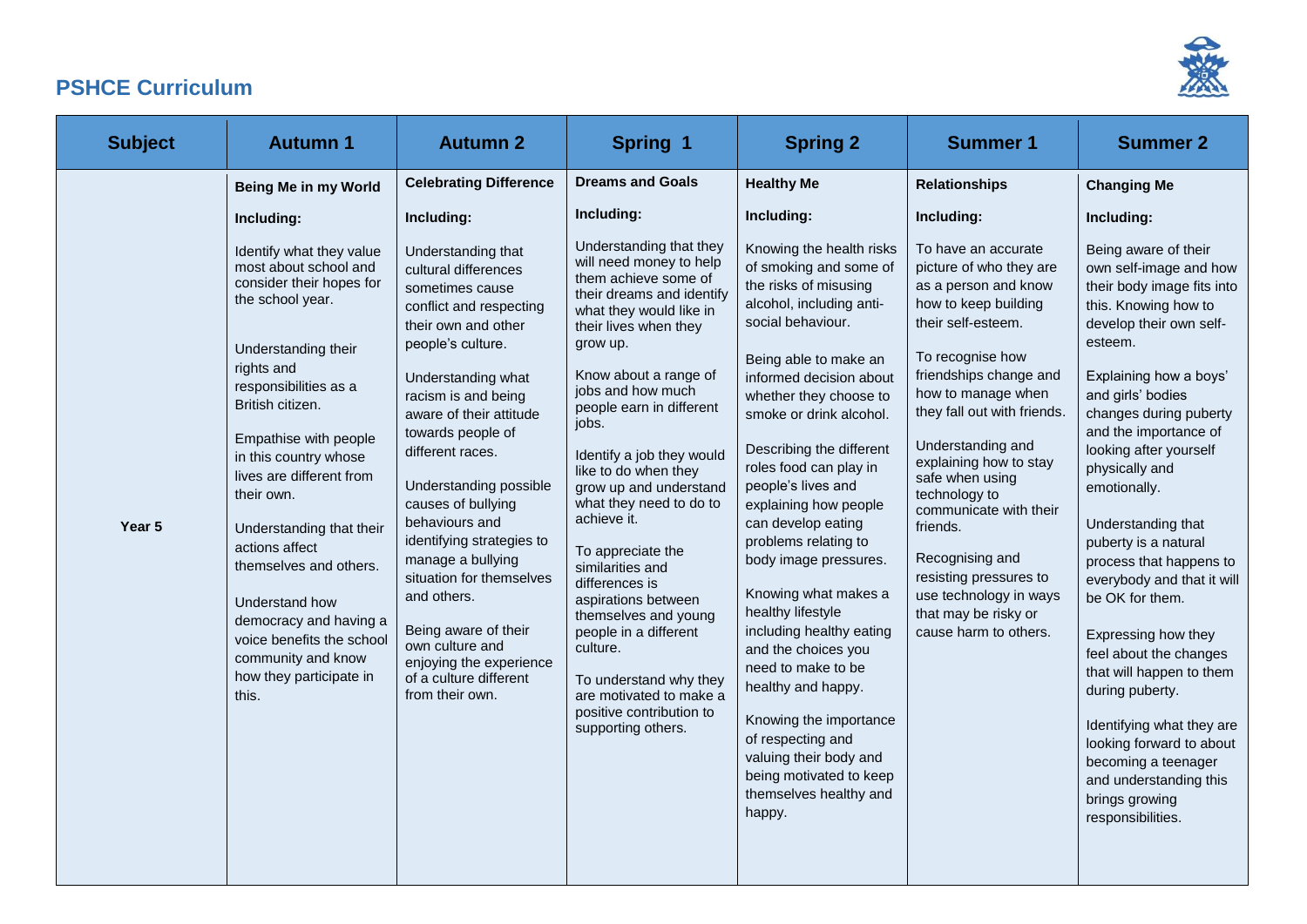## PSHCE Curriculum

| Subject | Autumn 1 | Autumn 2 | Spring 1 | Spring 2 | Summer 1 | Summer 2 |
|---|---|---|---|---|---|---|
| Year 5 | **Being Me in my World**<br><br>**Including:**<br><br>Identify what they value most about school and consider their hopes for the school year.<br><br>Understanding their rights and responsibilities as a British citizen.<br><br>Empathise with people in this country whose lives are different from their own.<br><br>Understanding that their actions affect themselves and others.<br><br>Understand how democracy and having a voice benefits the school community and know how they participate in this. | **Celebrating Difference**<br><br>**Including:**<br><br>Understanding that cultural differences sometimes cause conflict and respecting their own and other people's culture.<br><br>Understanding what racism is and being aware of their attitude towards people of different races.<br><br>Understanding possible causes of bullying behaviours and identifying strategies to manage a bullying situation for themselves and others.<br><br>Being aware of their own culture and enjoying the experience of a culture different from their own. | **Dreams and Goals**<br><br>**Including:**<br><br>Understanding that they will need money to help them achieve some of their dreams and identify what they would like in their lives when they grow up.<br><br>Know about a range of jobs and how much people earn in different jobs.<br><br>Identify a job they would like to do when they grow up and understand what they need to do to achieve it.<br><br>To appreciate the similarities and differences is aspirations between themselves and young people in a different culture.<br><br>To understand why they are motivated to make a positive contribution to supporting others. | **Healthy Me**<br><br>**Including:**<br><br>Knowing the health risks of smoking and some of the risks of misusing alcohol, including anti-social behaviour.<br><br>Being able to make an informed decision about whether they choose to smoke or drink alcohol.<br><br>Describing the different roles food can play in people's lives and explaining how people can develop eating problems relating to body image pressures.<br><br>Knowing what makes a healthy lifestyle including healthy eating and the choices you need to make to be healthy and happy.<br><br>Knowing the importance of respecting and valuing their body and being motivated to keep themselves healthy and happy. | **Relationships**<br><br>**Including:**<br><br>To have an accurate picture of who they are as a person and know how to keep building their self-esteem.<br><br>To recognise how friendships change and how to manage when they fall out with friends.<br><br>Understanding and explaining how to stay safe when using technology to communicate with their friends.<br><br>Recognising and resisting pressures to use technology in ways that may be risky or cause harm to others. | **Changing Me**<br><br>**Including:**<br><br>Being aware of their own self-image and how their body image fits into this. Knowing how to develop their own self-esteem.<br><br>Explaining how a boys' and girls' bodies changes during puberty and the importance of looking after yourself physically and emotionally.<br><br>Understanding that puberty is a natural process that happens to everybody and that it will be OK for them.<br><br>Expressing how they feel about the changes that will happen to them during puberty.<br><br>Identifying what they are looking forward to about becoming a teenager and understanding this brings growing responsibilities. |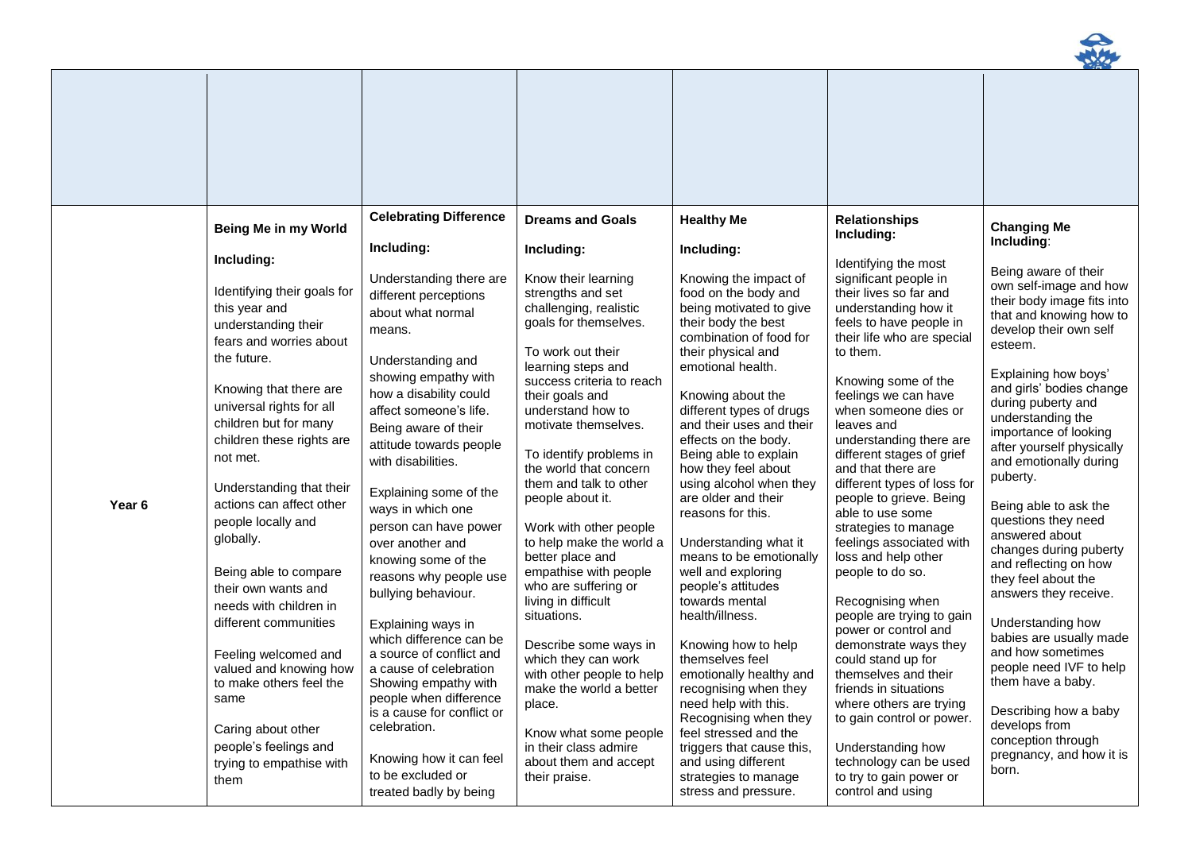| | | | | | | |
|---|---|---|---|---|---|---|
| | | | | | | |
| Year 6 | **Being Me in my World**<br><br>**Including:**<br><br>Identifying their goals for this year and understanding their fears and worries about the future.<br><br>Knowing that there are universal rights for all children but for many children these rights are not met.<br><br>Understanding that their actions can affect other people locally and globally.<br><br>Being able to compare their own wants and needs with children in different communities<br><br>Feeling welcomed and valued and knowing how to make others feel the same<br><br>Caring about other people's feelings and trying to empathise with them | **Celebrating Difference**<br><br>**Including:**<br><br>Understanding there are different perceptions about what normal means.<br><br>Understanding and showing empathy with how a disability could affect someone's life. Being aware of their attitude towards people with disabilities.<br><br>Explaining some of the ways in which one person can have power over another and knowing some of the reasons why people use bullying behaviour.<br><br>Explaining ways in which difference can be a source of conflict and a cause of celebration Showing empathy with people when difference is a cause for conflict or celebration.<br><br>Knowing how it can feel to be excluded or treated badly by being | **Dreams and Goals**<br><br>**Including:**<br><br>Know their learning strengths and set challenging, realistic goals for themselves.<br><br>To work out their learning steps and success criteria to reach their goals and understand how to motivate themselves.<br><br>To identify problems in the world that concern them and talk to other people about it.<br><br>Work with other people to help make the world a better place and empathise with people who are suffering or living in difficult situations.<br><br>Describe some ways in which they can work with other people to help make the world a better place.<br><br>Know what some people in their class admire about them and accept their praise. | **Healthy Me**<br><br>**Including:**<br><br>Knowing the impact of food on the body and being motivated to give their body the best combination of food for their physical and emotional health.<br><br>Knowing about the different types of drugs and their uses and their effects on the body. Being able to explain how they feel about using alcohol when they are older and their reasons for this.<br><br>Understanding what it means to be emotionally well and exploring people's attitudes towards mental health/illness.<br><br>Knowing how to help themselves feel emotionally healthy and recognising when they need help with this. Recognising when they feel stressed and the triggers that cause this, and using different strategies to manage stress and pressure. | **Relationships Including:**<br><br>Identifying the most significant people in their lives so far and understanding how it feels to have people in their life who are special to them.<br><br>Knowing some of the feelings we can have when someone dies or leaves and understanding there are different stages of grief and that there are different types of loss for people to grieve. Being able to use some strategies to manage feelings associated with loss and help other people to do so.<br><br>Recognising when people are trying to gain power or control and demonstrate ways they could stand up for themselves and their friends in situations where others are trying to gain control or power.<br><br>Understanding how technology can be used to try to gain power or control and using | **Changing Me Including**:<br><br>Being aware of their own self-image and how their body image fits into that and knowing how to develop their own self esteem.<br><br>Explaining how boys' and girls' bodies change during puberty and understanding the importance of looking after yourself physically and emotionally during puberty.<br><br>Being able to ask the questions they need answered about changes during puberty and reflecting on how they feel about the answers they receive.<br><br>Understanding how babies are usually made and how sometimes people need IVF to help them have a baby.<br><br>Describing how a baby develops from conception through pregnancy, and how it is born. |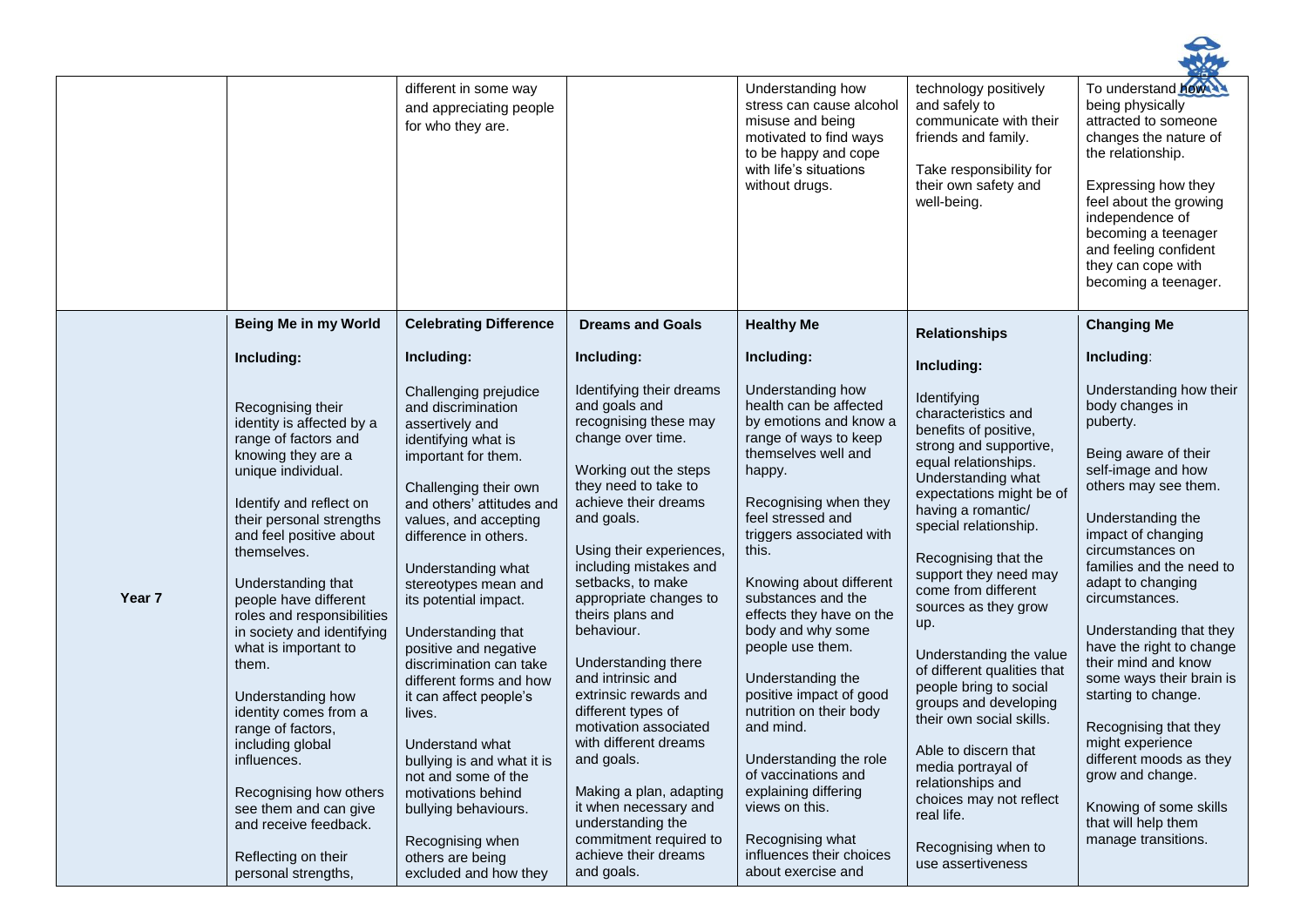| | | | | | | |
|---|---|---|---|---|---|---|
| | | different in some way and appreciating people for who they are. | | Understanding how stress can cause alcohol misuse and being motivated to find ways to be happy and cope with life's situations without drugs. | technology positively and safely to communicate with their friends and family.<br><br>Take responsibility for their own safety and well-being. | To understand how being physically attracted to someone changes the nature of the relationship.<br><br>Expressing how they feel about the growing independence of becoming a teenager and feeling confident they can cope with becoming a teenager. |
| Year 7 | **Being Me in my World**<br><br>**Including:**<br><br>Recognising their identity is affected by a range of factors and knowing they are a unique individual.<br><br>Identify and reflect on their personal strengths and feel positive about themselves.<br><br>Understanding that people have different roles and responsibilities in society and identifying what is important to them.<br><br>Understanding how identity comes from a range of factors, including global influences.<br><br>Recognising how others see them and can give and receive feedback.<br><br>Reflecting on their personal strengths, | **Celebrating Difference**<br><br>**Including:**<br><br>Challenging prejudice and discrimination assertively and identifying what is important for them.<br><br>Challenging their own and others' attitudes and values, and accepting difference in others.<br><br>Understanding what stereotypes mean and its potential impact.<br><br>Understanding that positive and negative discrimination can take different forms and how it can affect people's lives.<br><br>Understand what bullying is and what it is not and some of the motivations behind bullying behaviours.<br><br>Recognising when others are being excluded and how they | **Dreams and Goals**<br><br>**Including:**<br><br>Identifying their dreams and goals and recognising these may change over time.<br><br>Working out the steps they need to take to achieve their dreams and goals.<br><br>Using their experiences, including mistakes and setbacks, to make appropriate changes to theirs plans and behaviour.<br><br>Understanding there and intrinsic and extrinsic rewards and different types of motivation associated with different dreams and goals.<br><br>Making a plan, adapting it when necessary and understanding the commitment required to achieve their dreams and goals. | **Healthy Me**<br><br>**Including:**<br><br>Understanding how health can be affected by emotions and know a range of ways to keep themselves well and happy.<br><br>Recognising when they feel stressed and triggers associated with this.<br><br>Knowing about different substances and the effects they have on the body and why some people use them.<br><br>Understanding the positive impact of good nutrition on their body and mind.<br><br>Understanding the role of vaccinations and explaining differing views on this.<br><br>Recognising what influences their choices about exercise and | **Relationships**<br><br>**Including:**<br><br>Identifying characteristics and benefits of positive, strong and supportive, equal relationships. Understanding what expectations might be of having a romantic/ special relationship.<br><br>Recognising that the support they need may come from different sources as they grow up.<br><br>Understanding the value of different qualities that people bring to social groups and developing their own social skills.<br><br>Able to discern that media portrayal of relationships and choices may not reflect real life.<br><br>Recognising when to use assertiveness | **Changing Me**<br><br>**Including:**<br><br>Understanding how their body changes in puberty.<br><br>Being aware of their self-image and how others may see them.<br><br>Understanding the impact of changing circumstances on families and the need to adapt to changing circumstances.<br><br>Understanding that they have the right to change their mind and know some ways their brain is starting to change.<br><br>Recognising that they might experience different moods as they grow and change.<br><br>Knowing of some skills that will help them manage transitions. |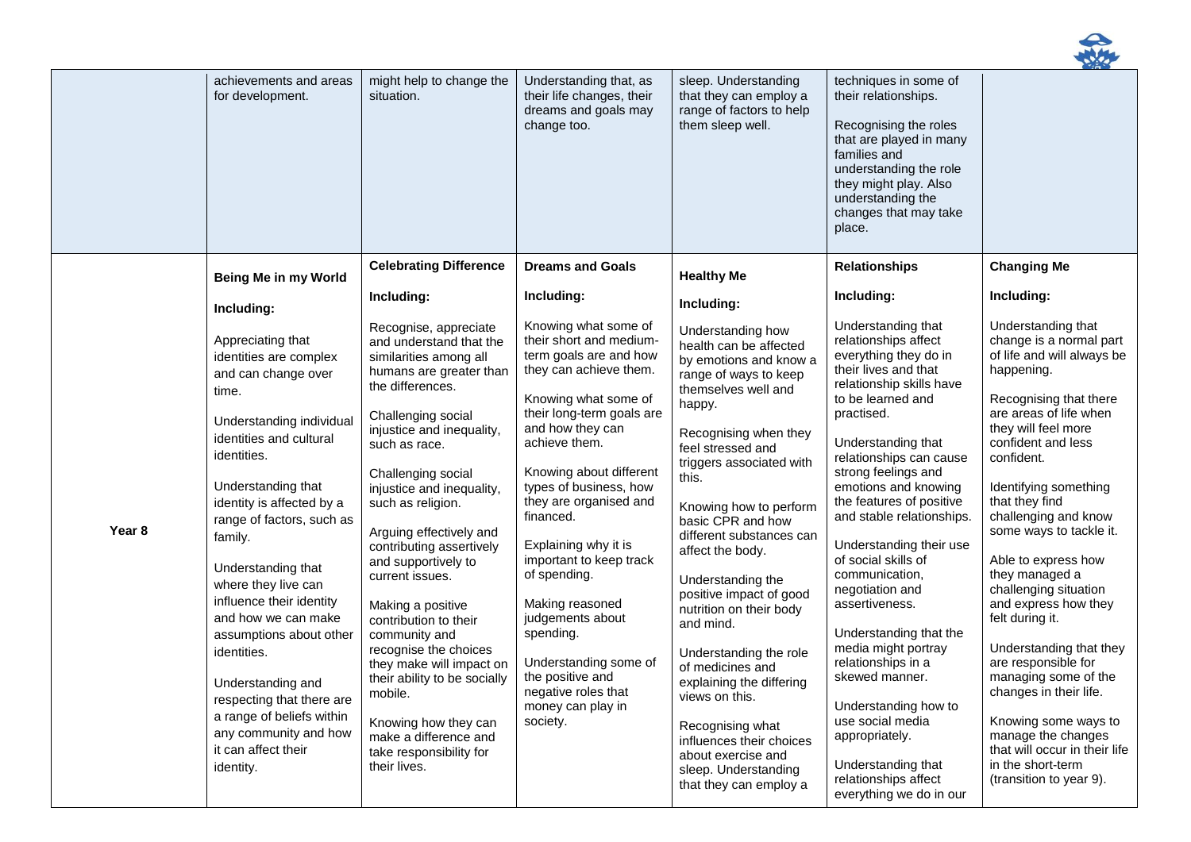| | | | | | | |
|---|---|---|---|---|---|---|
| | achievements and areas for development. | might help to change the situation. | Understanding that, as their life changes, their dreams and goals may change too. | sleep. Understanding that they can employ a range of factors to help them sleep well. | techniques in some of their relationships.<br><br>Recognising the roles that are played in many families and understanding the role they might play. Also understanding the changes that may take place. | |
| Year 8 | **Being Me in my World**<br><br>**Including:**<br><br>Appreciating that identities are complex and can change over time.<br><br>Understanding individual identities and cultural identities.<br><br>Understanding that identity is affected by a range of factors, such as family.<br><br>Understanding that where they live can influence their identity and how we can make assumptions about other identities.<br><br>Understanding and respecting that there are a range of beliefs within any community and how it can affect their identity. | **Celebrating Difference**<br><br>**Including:**<br><br>Recognise, appreciate and understand that the similarities among all humans are greater than the differences.<br><br>Challenging social injustice and inequality, such as race.<br><br>Challenging social injustice and inequality, such as religion.<br><br>Arguing effectively and contributing assertively and supportively to current issues.<br><br>Making a positive contribution to their community and recognise the choices they make will impact on their ability to be socially mobile.<br><br>Knowing how they can make a difference and take responsibility for their lives. | **Dreams and Goals**<br><br>**Including:**<br><br>Knowing what some of their short and medium-term goals are and how they can achieve them.<br><br>Knowing what some of their long-term goals are and how they can achieve them.<br><br>Knowing about different types of business, how they are organised and financed.<br><br>Explaining why it is important to keep track of spending.<br><br>Making reasoned judgements about spending.<br><br>Understanding some of the positive and negative roles that money can play in society. | **Healthy Me**<br><br>**Including:**<br><br>Understanding how health can be affected by emotions and know a range of ways to keep themselves well and happy.<br><br>Recognising when they feel stressed and triggers associated with this.<br><br>Knowing how to perform basic CPR and how different substances can affect the body.<br><br>Understanding the positive impact of good nutrition on their body and mind.<br><br>Understanding the role of medicines and explaining the differing views on this.<br><br>Recognising what influences their choices about exercise and sleep. Understanding that they can employ a | **Relationships**<br><br>**Including:**<br><br>Understanding that relationships affect everything they do in their lives and that relationship skills have to be learned and practised.<br><br>Understanding that relationships can cause strong feelings and emotions and knowing the features of positive and stable relationships.<br><br>Understanding their use of social skills of communication, negotiation and assertiveness.<br><br>Understanding that the media might portray relationships in a skewed manner.<br><br>Understanding how to use social media appropriately.<br><br>Understanding that relationships affect everything we do in our | **Changing Me**<br><br>**Including:**<br><br>Understanding that change is a normal part of life and will always be happening.<br><br>Recognising that there are areas of life when they will feel more confident and less confident.<br><br>Identifying something that they find challenging and know some ways to tackle it.<br><br>Able to express how they managed a challenging situation and express how they felt during it.<br><br>Understanding that they are responsible for managing some of the changes in their life.<br><br>Knowing some ways to manage the changes that will occur in their life in the short-term (transition to year 9). |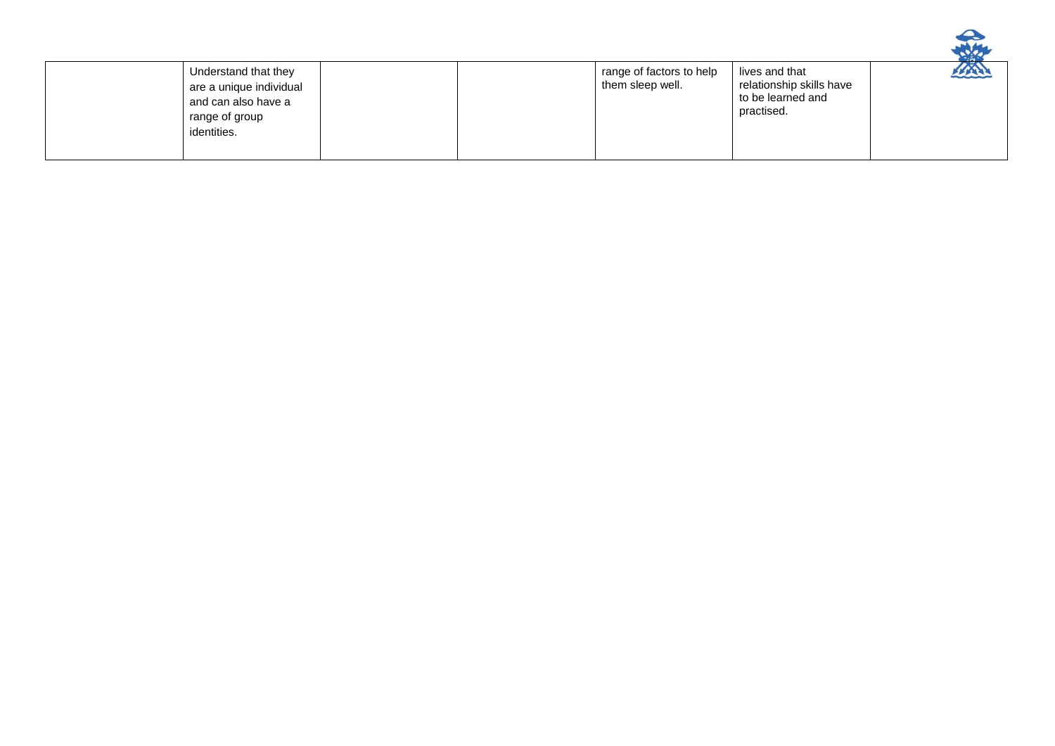| | | | | | | |
|---|---|---|---|---|---|---|
| | Understand that they are a unique individual and can also have a range of group identities. | | | range of factors to help them sleep well. | lives and that relationship skills have to be learned and practised. | |